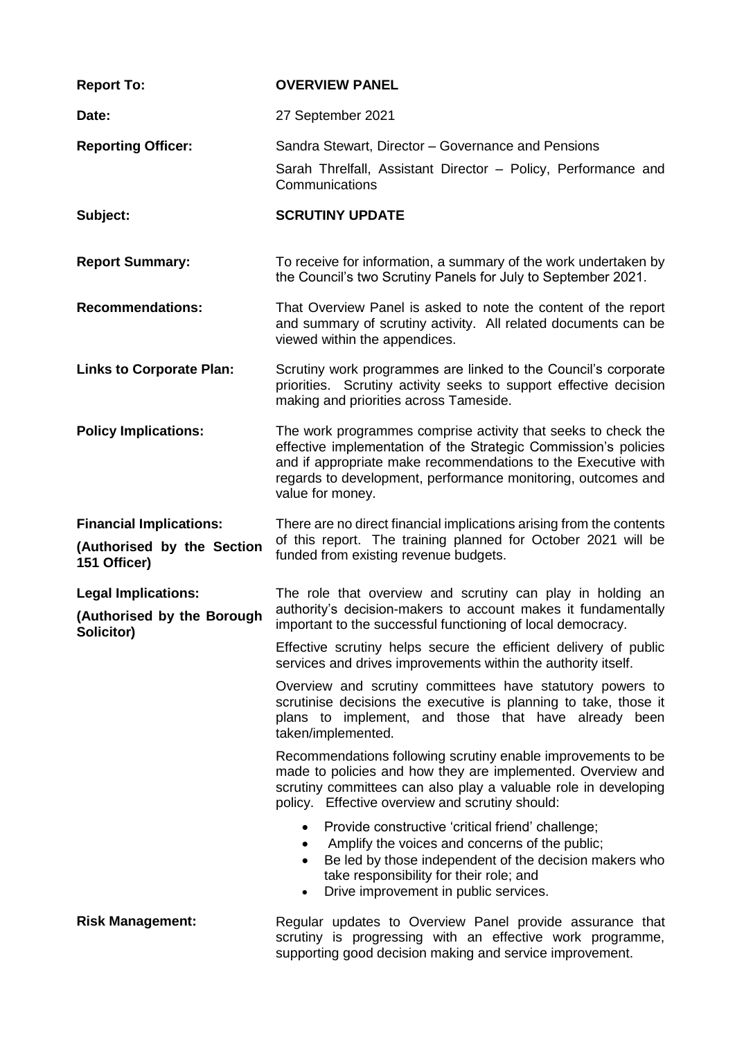| | |
|---|---|
| **Report To:** | **OVERVIEW PANEL** |
| **Date:** | 27 September 2021 |
| **Reporting Officer:** | Sandra Stewart, Director – Governance and Pensions<br><br>Sarah Threlfall, Assistant Director – Policy, Performance and Communications |
| **Subject:** | **SCRUTINY UPDATE** |
| **Report Summary:** | To receive for information, a summary of the work undertaken by the Council's two Scrutiny Panels for July to September 2021. |
| **Recommendations:** | That Overview Panel is asked to note the content of the report and summary of scrutiny activity. All related documents can be viewed within the appendices. |
| **Links to Corporate Plan:** | Scrutiny work programmes are linked to the Council's corporate priorities. Scrutiny activity seeks to support effective decision making and priorities across Tameside. |
| **Policy Implications:** | The work programmes comprise activity that seeks to check the effective implementation of the Strategic Commission's policies and if appropriate make recommendations to the Executive with regards to development, performance monitoring, outcomes and value for money. |
| **Financial Implications:**<br><br>**(Authorised by the Section 151 Officer)** | There are no direct financial implications arising from the contents of this report. The training planned for October 2021 will be funded from existing revenue budgets. |
| **Legal Implications:**<br><br>**(Authorised by the Borough Solicitor)** | The role that overview and scrutiny can play in holding an authority's decision-makers to account makes it fundamentally important to the successful functioning of local democracy.<br><br>Effective scrutiny helps secure the efficient delivery of public services and drives improvements within the authority itself.<br><br>Overview and scrutiny committees have statutory powers to scrutinise decisions the executive is planning to take, those it plans to implement, and those that have already been taken/implemented.<br><br>Recommendations following scrutiny enable improvements to be made to policies and how they are implemented. Overview and scrutiny committees can also play a valuable role in developing policy. Effective overview and scrutiny should:<br><br>• Provide constructive 'critical friend' challenge;<br>• Amplify the voices and concerns of the public;<br>• Be led by those independent of the decision makers who take responsibility for their role; and<br>• Drive improvement in public services. |
| **Risk Management:** | Regular updates to Overview Panel provide assurance that scrutiny is progressing with an effective work programme, supporting good decision making and service improvement. |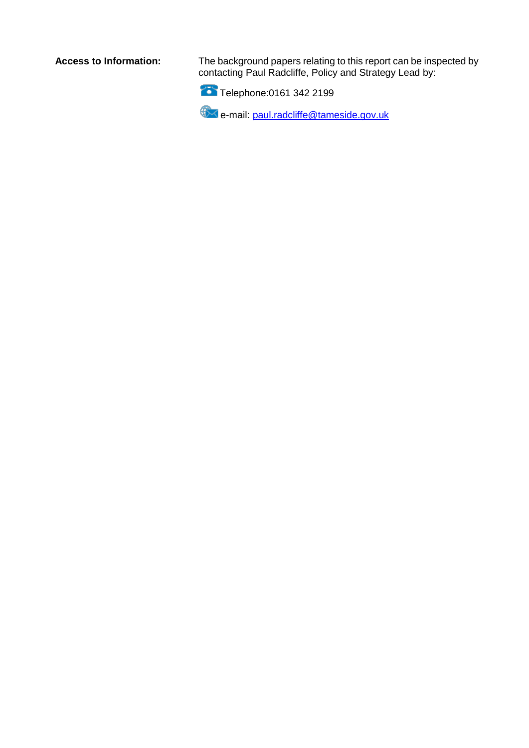**Access to Information:** The background papers relating to this report can be inspected by contacting Paul Radcliffe, Policy and Strategy Lead by:

Telephone:0161 342 2199

e-mail: paul.radcliffe@tameside.gov.uk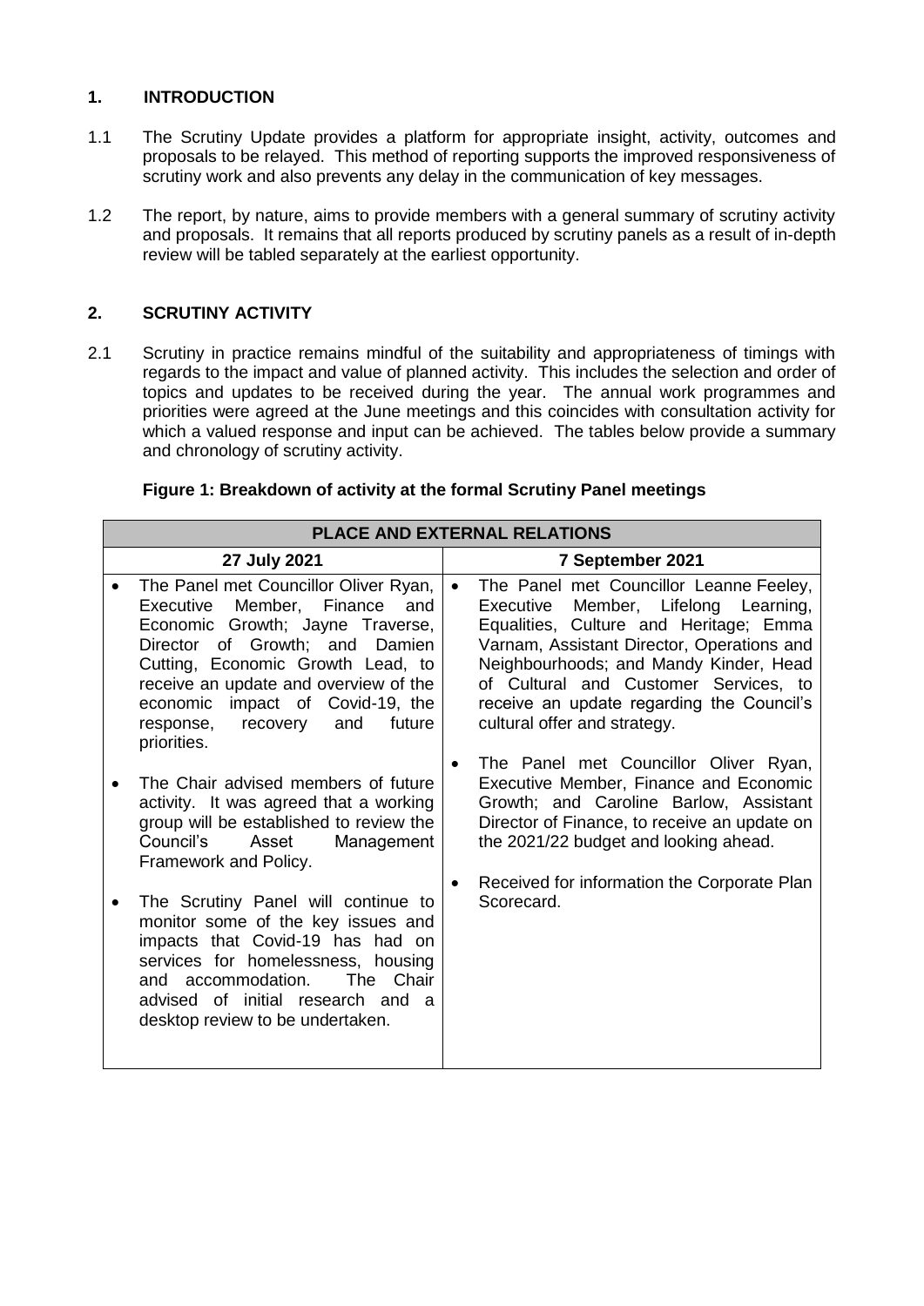## 1. INTRODUCTION

1.1 The Scrutiny Update provides a platform for appropriate insight, activity, outcomes and proposals to be relayed. This method of reporting supports the improved responsiveness of scrutiny work and also prevents any delay in the communication of key messages.

1.2 The report, by nature, aims to provide members with a general summary of scrutiny activity and proposals. It remains that all reports produced by scrutiny panels as a result of in-depth review will be tabled separately at the earliest opportunity.

## 2. SCRUTINY ACTIVITY

2.1 Scrutiny in practice remains mindful of the suitability and appropriateness of timings with regards to the impact and value of planned activity. This includes the selection and order of topics and updates to be received during the year. The annual work programmes and priorities were agreed at the June meetings and this coincides with consultation activity for which a valued response and input can be achieved. The tables below provide a summary and chronology of scrutiny activity.

**Figure 1: Breakdown of activity at the formal Scrutiny Panel meetings**

| PLACE AND EXTERNAL RELATIONS | |
|---|---|
| **27 July 2021** | **7 September 2021** |
| • The Panel met Councillor Oliver Ryan, Executive Member, Finance and Economic Growth; Jayne Traverse, Director of Growth; and Damien Cutting, Economic Growth Lead, to receive an update and overview of the economic impact of Covid-19, the response, recovery and future priorities.<br><br>• The Chair advised members of future activity. It was agreed that a working group will be established to review the Council's Asset Management Framework and Policy.<br><br>• The Scrutiny Panel will continue to monitor some of the key issues and impacts that Covid-19 has had on services for homelessness, housing and accommodation. The Chair advised of initial research and a desktop review to be undertaken. | • The Panel met Councillor Leanne Feeley, Executive Member, Lifelong Learning, Equalities, Culture and Heritage; Emma Varnam, Assistant Director, Operations and Neighbourhoods; and Mandy Kinder, Head of Cultural and Customer Services, to receive an update regarding the Council's cultural offer and strategy.<br><br>• The Panel met Councillor Oliver Ryan, Executive Member, Finance and Economic Growth; and Caroline Barlow, Assistant Director of Finance, to receive an update on the 2021/22 budget and looking ahead.<br><br>• Received for information the Corporate Plan Scorecard. |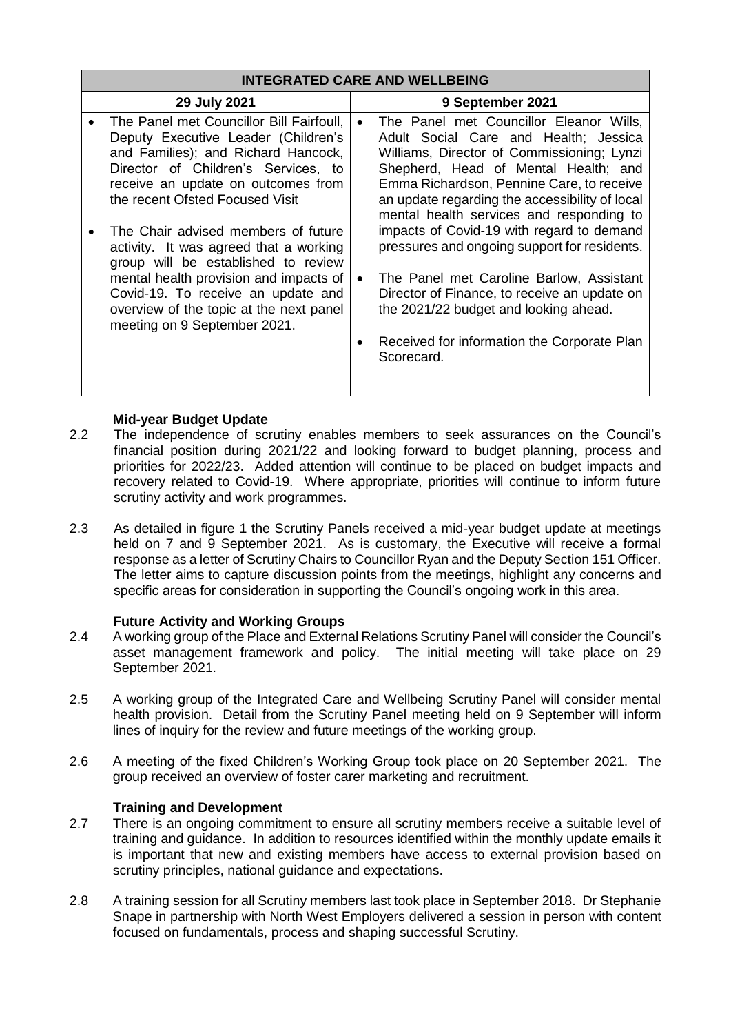| INTEGRATED CARE AND WELLBEING | |
|---|---|
| **29 July 2021** | **9 September 2021** |
| • The Panel met Councillor Bill Fairfoull, Deputy Executive Leader (Children's and Families); and Richard Hancock, Director of Children's Services, to receive an update on outcomes from the recent Ofsted Focused Visit<br><br>• The Chair advised members of future activity. It was agreed that a working group will be established to review mental health provision and impacts of Covid-19. To receive an update and overview of the topic at the next panel meeting on 9 September 2021. | • The Panel met Councillor Eleanor Wills, Adult Social Care and Health; Jessica Williams, Director of Commissioning; Lynzi Shepherd, Head of Mental Health; and Emma Richardson, Pennine Care, to receive an update regarding the accessibility of local mental health services and responding to impacts of Covid-19 with regard to demand pressures and ongoing support for residents.<br><br>• The Panel met Caroline Barlow, Assistant Director of Finance, to receive an update on the 2021/22 budget and looking ahead.<br><br>• Received for information the Corporate Plan Scorecard. |

**Mid-year Budget Update**

2.2 The independence of scrutiny enables members to seek assurances on the Council's financial position during 2021/22 and looking forward to budget planning, process and priorities for 2022/23. Added attention will continue to be placed on budget impacts and recovery related to Covid-19. Where appropriate, priorities will continue to inform future scrutiny activity and work programmes.

2.3 As detailed in figure 1 the Scrutiny Panels received a mid-year budget update at meetings held on 7 and 9 September 2021. As is customary, the Executive will receive a formal response as a letter of Scrutiny Chairs to Councillor Ryan and the Deputy Section 151 Officer. The letter aims to capture discussion points from the meetings, highlight any concerns and specific areas for consideration in supporting the Council's ongoing work in this area.

**Future Activity and Working Groups**

2.4 A working group of the Place and External Relations Scrutiny Panel will consider the Council's asset management framework and policy. The initial meeting will take place on 29 September 2021.

2.5 A working group of the Integrated Care and Wellbeing Scrutiny Panel will consider mental health provision. Detail from the Scrutiny Panel meeting held on 9 September will inform lines of inquiry for the review and future meetings of the working group.

2.6 A meeting of the fixed Children's Working Group took place on 20 September 2021. The group received an overview of foster carer marketing and recruitment.

**Training and Development**

2.7 There is an ongoing commitment to ensure all scrutiny members receive a suitable level of training and guidance. In addition to resources identified within the monthly update emails it is important that new and existing members have access to external provision based on scrutiny principles, national guidance and expectations.

2.8 A training session for all Scrutiny members last took place in September 2018. Dr Stephanie Snape in partnership with North West Employers delivered a session in person with content focused on fundamentals, process and shaping successful Scrutiny.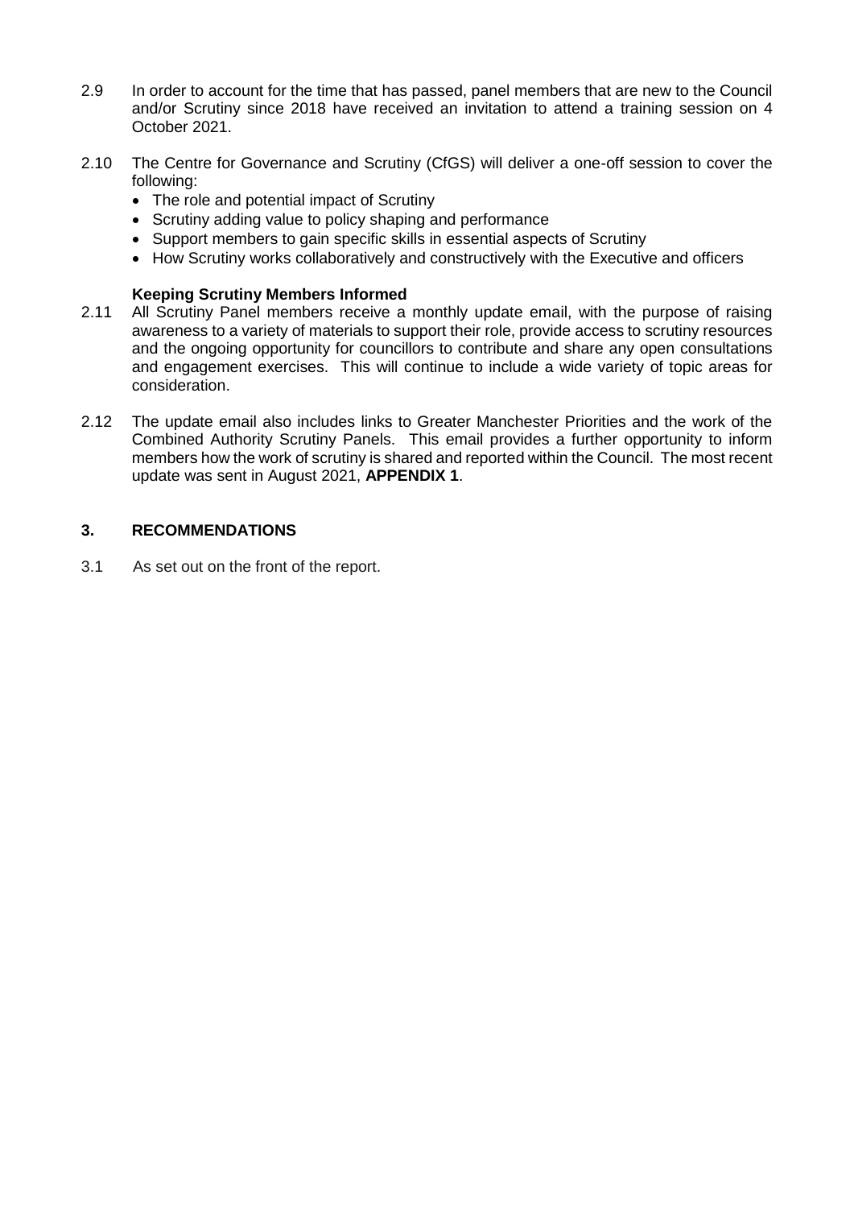2.9 In order to account for the time that has passed, panel members that are new to the Council and/or Scrutiny since 2018 have received an invitation to attend a training session on 4 October 2021.

2.10 The Centre for Governance and Scrutiny (CfGS) will deliver a one-off session to cover the following:

- The role and potential impact of Scrutiny
- Scrutiny adding value to policy shaping and performance
- Support members to gain specific skills in essential aspects of Scrutiny
- How Scrutiny works collaboratively and constructively with the Executive and officers

**Keeping Scrutiny Members Informed**

2.11 All Scrutiny Panel members receive a monthly update email, with the purpose of raising awareness to a variety of materials to support their role, provide access to scrutiny resources and the ongoing opportunity for councillors to contribute and share any open consultations and engagement exercises. This will continue to include a wide variety of topic areas for consideration.

2.12 The update email also includes links to Greater Manchester Priorities and the work of the Combined Authority Scrutiny Panels. This email provides a further opportunity to inform members how the work of scrutiny is shared and reported within the Council. The most recent update was sent in August 2021, **APPENDIX 1**.

## 3. RECOMMENDATIONS

3.1 As set out on the front of the report.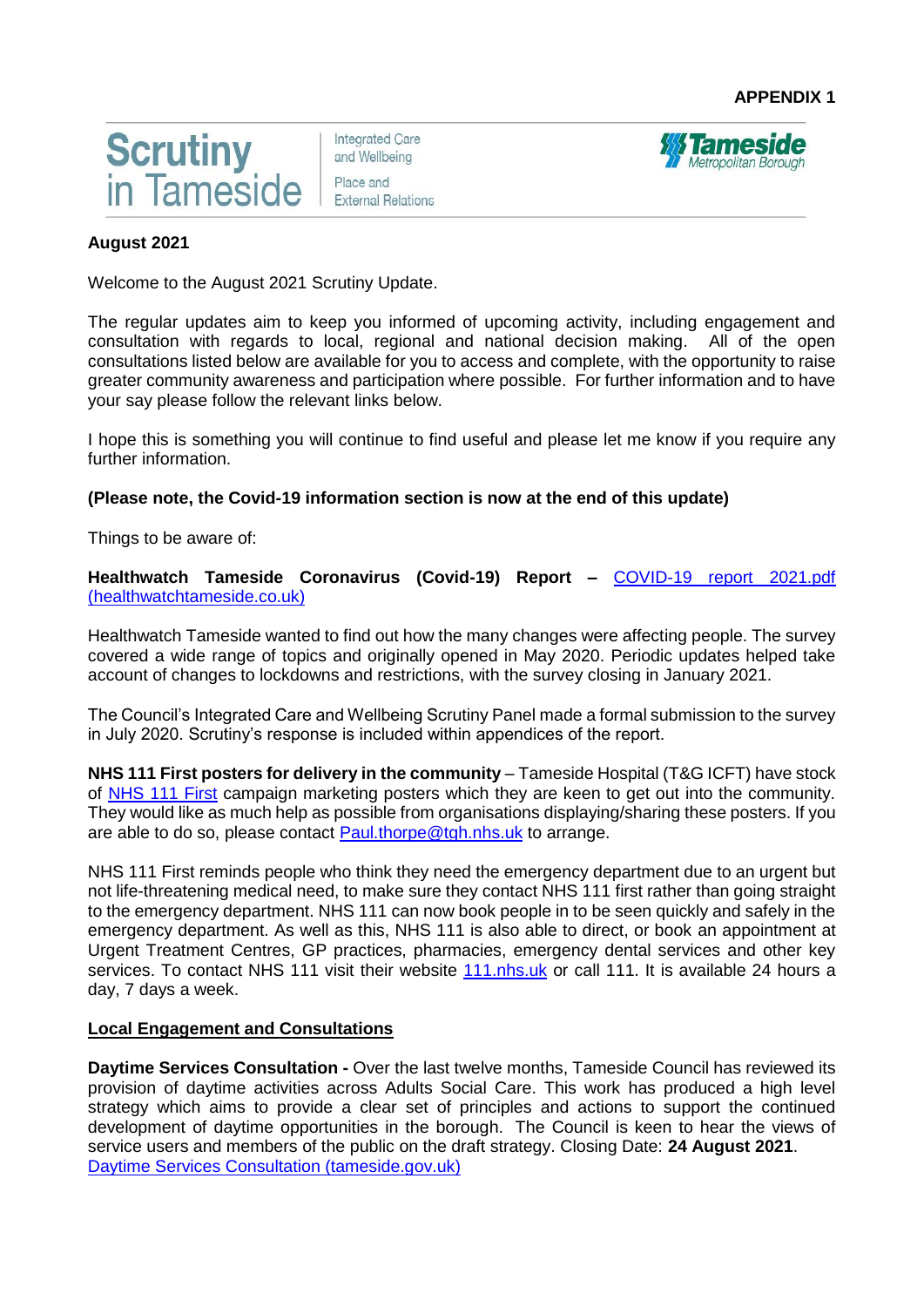**APPENDIX 1**

**Scrutiny in Tameside** | Integrated Care and Wellbeing | Place and External Relations | Tameside Metropolitan Borough

**August 2021**

Welcome to the August 2021 Scrutiny Update.

The regular updates aim to keep you informed of upcoming activity, including engagement and consultation with regards to local, regional and national decision making. All of the open consultations listed below are available for you to access and complete, with the opportunity to raise greater community awareness and participation where possible. For further information and to have your say please follow the relevant links below.

I hope this is something you will continue to find useful and please let me know if you require any further information.

**(Please note, the Covid-19 information section is now at the end of this update)**

Things to be aware of:

**Healthwatch Tameside Coronavirus (Covid-19) Report –** [COVID-19 report 2021.pdf (healthwatchtameside.co.uk)]

Healthwatch Tameside wanted to find out how the many changes were affecting people. The survey covered a wide range of topics and originally opened in May 2020. Periodic updates helped take account of changes to lockdowns and restrictions, with the survey closing in January 2021.

The Council's Integrated Care and Wellbeing Scrutiny Panel made a formal submission to the survey in July 2020. Scrutiny's response is included within appendices of the report.

**NHS 111 First posters for delivery in the community** – Tameside Hospital (T&G ICFT) have stock of NHS 111 First campaign marketing posters which they are keen to get out into the community. They would like as much help as possible from organisations displaying/sharing these posters. If you are able to do so, please contact Paul.thorpe@tgh.nhs.uk to arrange.

NHS 111 First reminds people who think they need the emergency department due to an urgent but not life-threatening medical need, to make sure they contact NHS 111 first rather than going straight to the emergency department. NHS 111 can now book people in to be seen quickly and safely in the emergency department. As well as this, NHS 111 is also able to direct, or book an appointment at Urgent Treatment Centres, GP practices, pharmacies, emergency dental services and other key services. To contact NHS 111 visit their website 111.nhs.uk or call 111. It is available 24 hours a day, 7 days a week.

**Local Engagement and Consultations**

**Daytime Services Consultation -** Over the last twelve months, Tameside Council has reviewed its provision of daytime activities across Adults Social Care. This work has produced a high level strategy which aims to provide a clear set of principles and actions to support the continued development of daytime opportunities in the borough. The Council is keen to hear the views of service users and members of the public on the draft strategy. Closing Date: **24 August 2021**.
Daytime Services Consultation (tameside.gov.uk)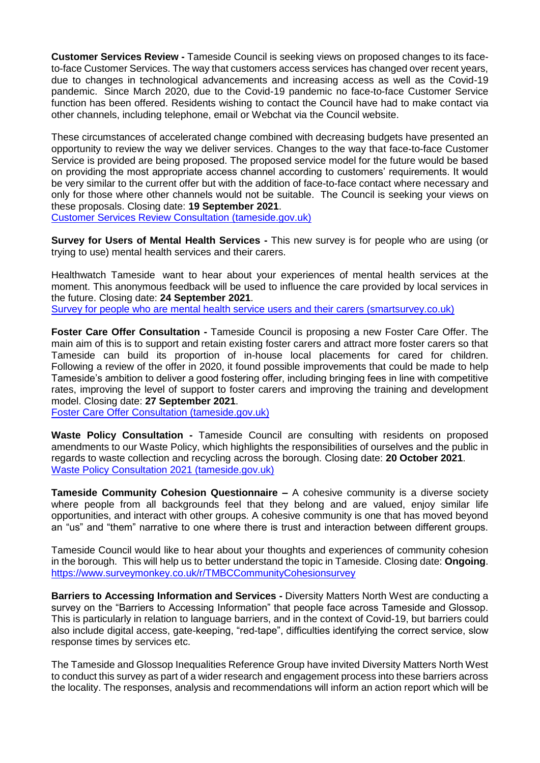**Customer Services Review -** Tameside Council is seeking views on proposed changes to its face-to-face Customer Services. The way that customers access services has changed over recent years, due to changes in technological advancements and increasing access as well as the Covid-19 pandemic. Since March 2020, due to the Covid-19 pandemic no face-to-face Customer Service function has been offered. Residents wishing to contact the Council have had to make contact via other channels, including telephone, email or Webchat via the Council website.

These circumstances of accelerated change combined with decreasing budgets have presented an opportunity to review the way we deliver services. Changes to the way that face-to-face Customer Service is provided are being proposed. The proposed service model for the future would be based on providing the most appropriate access channel according to customers' requirements. It would be very similar to the current offer but with the addition of face-to-face contact where necessary and only for those where other channels would not be suitable. The Council is seeking your views on these proposals. Closing date: **19 September 2021**.
Customer Services Review Consultation (tameside.gov.uk)

**Survey for Users of Mental Health Services -** This new survey is for people who are using (or trying to use) mental health services and their carers.

Healthwatch Tameside want to hear about your experiences of mental health services at the moment. This anonymous feedback will be used to influence the care provided by local services in the future. Closing date: **24 September 2021**.
Survey for people who are mental health service users and their carers (smartsurvey.co.uk)

**Foster Care Offer Consultation -** Tameside Council is proposing a new Foster Care Offer. The main aim of this is to support and retain existing foster carers and attract more foster carers so that Tameside can build its proportion of in-house local placements for cared for children. Following a review of the offer in 2020, it found possible improvements that could be made to help Tameside's ambition to deliver a good fostering offer, including bringing fees in line with competitive rates, improving the level of support to foster carers and improving the training and development model. Closing date: **27 September 2021**.
Foster Care Offer Consultation (tameside.gov.uk)

**Waste Policy Consultation -** Tameside Council are consulting with residents on proposed amendments to our Waste Policy, which highlights the responsibilities of ourselves and the public in regards to waste collection and recycling across the borough. Closing date: **20 October 2021**.
Waste Policy Consultation 2021 (tameside.gov.uk)

**Tameside Community Cohesion Questionnaire –** A cohesive community is a diverse society where people from all backgrounds feel that they belong and are valued, enjoy similar life opportunities, and interact with other groups. A cohesive community is one that has moved beyond an "us" and "them" narrative to one where there is trust and interaction between different groups.

Tameside Council would like to hear about your thoughts and experiences of community cohesion in the borough. This will help us to better understand the topic in Tameside. Closing date: **Ongoing**.
https://www.surveymonkey.co.uk/r/TMBCCommunityCohesionsurvey

**Barriers to Accessing Information and Services -** Diversity Matters North West are conducting a survey on the "Barriers to Accessing Information" that people face across Tameside and Glossop. This is particularly in relation to language barriers, and in the context of Covid-19, but barriers could also include digital access, gate-keeping, "red-tape", difficulties identifying the correct service, slow response times by services etc.

The Tameside and Glossop Inequalities Reference Group have invited Diversity Matters North West to conduct this survey as part of a wider research and engagement process into these barriers across the locality. The responses, analysis and recommendations will inform an action report which will be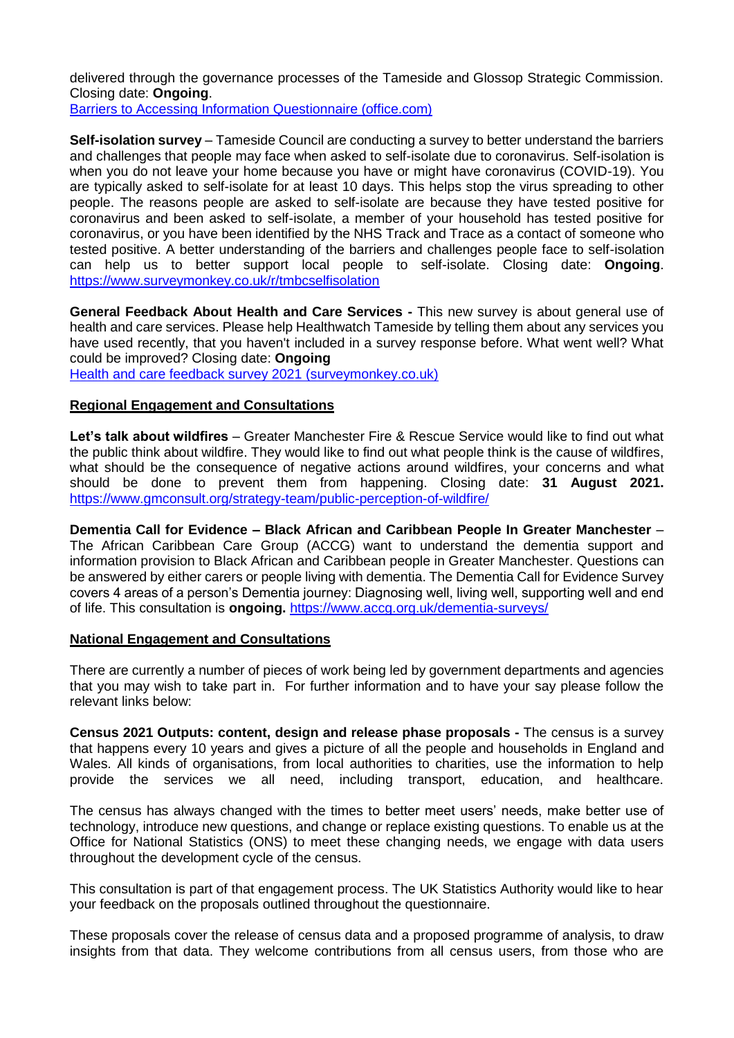delivered through the governance processes of the Tameside and Glossop Strategic Commission. Closing date: **Ongoing**.
[Barriers to Accessing Information Questionnaire (office.com)]

**Self-isolation survey** – Tameside Council are conducting a survey to better understand the barriers and challenges that people may face when asked to self-isolate due to coronavirus. Self-isolation is when you do not leave your home because you have or might have coronavirus (COVID-19). You are typically asked to self-isolate for at least 10 days. This helps stop the virus spreading to other people. The reasons people are asked to self-isolate are because they have tested positive for coronavirus and been asked to self-isolate, a member of your household has tested positive for coronavirus, or you have been identified by the NHS Track and Trace as a contact of someone who tested positive. A better understanding of the barriers and challenges people face to self-isolation can help us to better support local people to self-isolate. Closing date: **Ongoing**. https://www.surveymonkey.co.uk/r/tmbcselfisolation

**General Feedback About Health and Care Services -** This new survey is about general use of health and care services. Please help Healthwatch Tameside by telling them about any services you have used recently, that you haven't included in a survey response before. What went well? What could be improved? Closing date: **Ongoing**
[Health and care feedback survey 2021 (surveymonkey.co.uk)]

## Regional Engagement and Consultations

**Let's talk about wildfires** – Greater Manchester Fire & Rescue Service would like to find out what the public think about wildfire. They would like to find out what people think is the cause of wildfires, what should be the consequence of negative actions around wildfires, your concerns and what should be done to prevent them from happening. Closing date: **31 August 2021.** https://www.gmconsult.org/strategy-team/public-perception-of-wildfire/

**Dementia Call for Evidence – Black African and Caribbean People In Greater Manchester** – The African Caribbean Care Group (ACCG) want to understand the dementia support and information provision to Black African and Caribbean people in Greater Manchester. Questions can be answered by either carers or people living with dementia. The Dementia Call for Evidence Survey covers 4 areas of a person's Dementia journey: Diagnosing well, living well, supporting well and end of life. This consultation is **ongoing.** https://www.accg.org.uk/dementia-surveys/

## National Engagement and Consultations

There are currently a number of pieces of work being led by government departments and agencies that you may wish to take part in. For further information and to have your say please follow the relevant links below:

**Census 2021 Outputs: content, design and release phase proposals -** The census is a survey that happens every 10 years and gives a picture of all the people and households in England and Wales. All kinds of organisations, from local authorities to charities, use the information to help provide the services we all need, including transport, education, and healthcare.

The census has always changed with the times to better meet users' needs, make better use of technology, introduce new questions, and change or replace existing questions. To enable us at the Office for National Statistics (ONS) to meet these changing needs, we engage with data users throughout the development cycle of the census.

This consultation is part of that engagement process. The UK Statistics Authority would like to hear your feedback on the proposals outlined throughout the questionnaire.

These proposals cover the release of census data and a proposed programme of analysis, to draw insights from that data. They welcome contributions from all census users, from those who are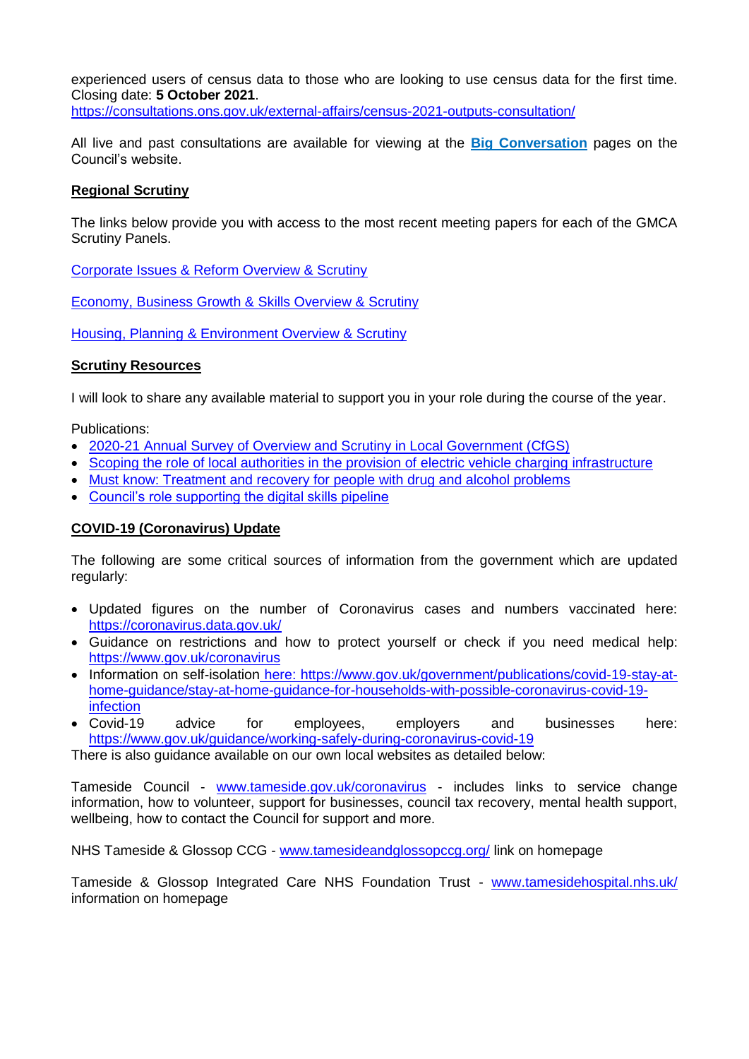experienced users of census data to those who are looking to use census data for the first time. Closing date: **5 October 2021**.
https://consultations.ons.gov.uk/external-affairs/census-2021-outputs-consultation/

All live and past consultations are available for viewing at the **Big Conversation** pages on the Council's website.

**Regional Scrutiny**

The links below provide you with access to the most recent meeting papers for each of the GMCA Scrutiny Panels.

Corporate Issues & Reform Overview & Scrutiny

Economy, Business Growth & Skills Overview & Scrutiny

Housing, Planning & Environment Overview & Scrutiny

**Scrutiny Resources**

I will look to share any available material to support you in your role during the course of the year.

Publications:

- 2020-21 Annual Survey of Overview and Scrutiny in Local Government (CfGS)
- Scoping the role of local authorities in the provision of electric vehicle charging infrastructure
- Must know: Treatment and recovery for people with drug and alcohol problems
- Council's role supporting the digital skills pipeline

**COVID-19 (Coronavirus) Update**

The following are some critical sources of information from the government which are updated regularly:

- Updated figures on the number of Coronavirus cases and numbers vaccinated here: https://coronavirus.data.gov.uk/
- Guidance on restrictions and how to protect yourself or check if you need medical help: https://www.gov.uk/coronavirus
- Information on self-isolation here: https://www.gov.uk/government/publications/covid-19-stay-at-home-guidance/stay-at-home-guidance-for-households-with-possible-coronavirus-covid-19-infection
- Covid-19 advice for employees, employers and businesses here: https://www.gov.uk/guidance/working-safely-during-coronavirus-covid-19

There is also guidance available on our own local websites as detailed below:

Tameside Council - www.tameside.gov.uk/coronavirus - includes links to service change information, how to volunteer, support for businesses, council tax recovery, mental health support, wellbeing, how to contact the Council for support and more.

NHS Tameside & Glossop CCG - www.tamesideandglossopccg.org/ link on homepage

Tameside & Glossop Integrated Care NHS Foundation Trust - www.tamesidehospital.nhs.uk/ information on homepage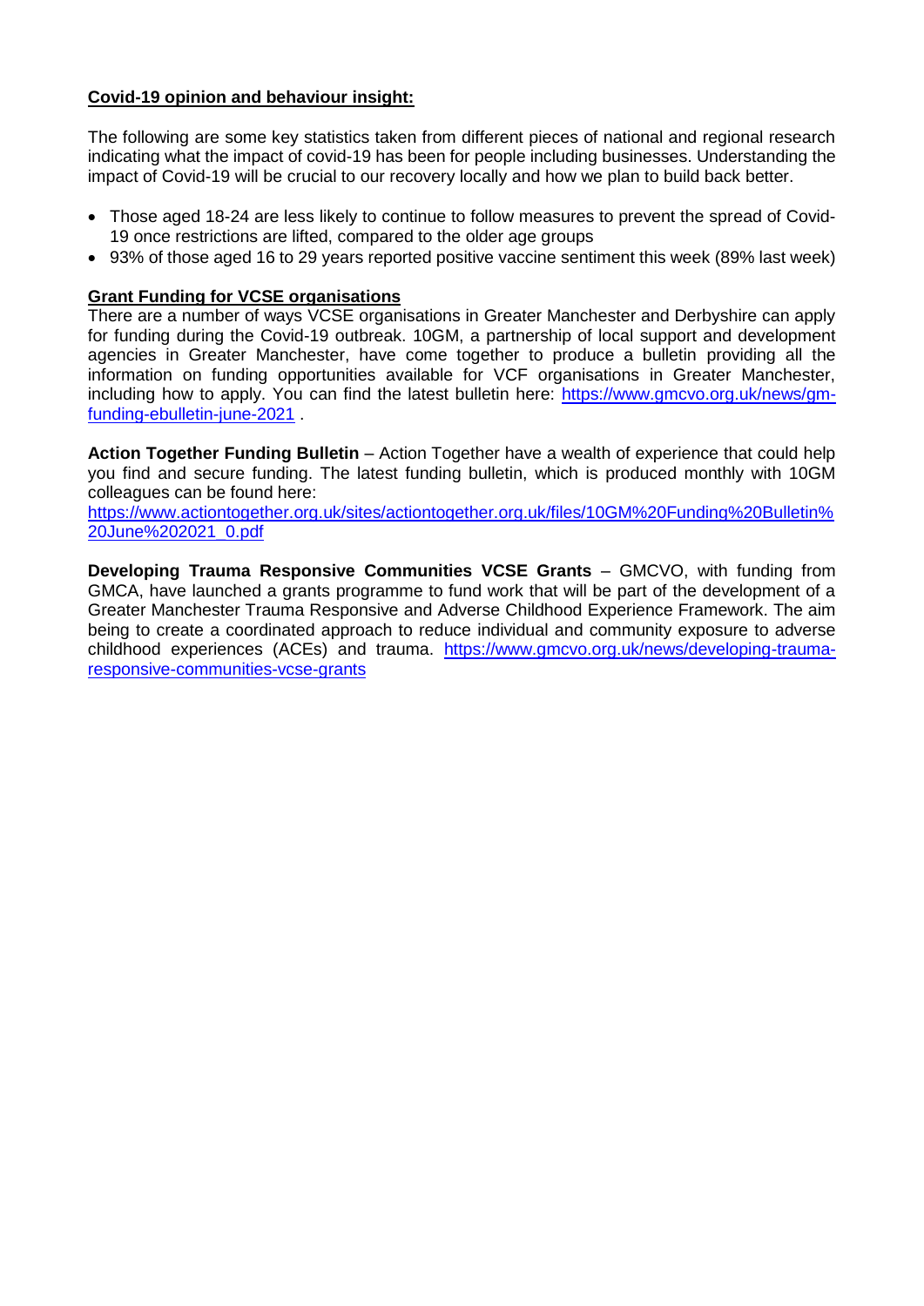**Covid-19 opinion and behaviour insight:**

The following are some key statistics taken from different pieces of national and regional research indicating what the impact of covid-19 has been for people including businesses. Understanding the impact of Covid-19 will be crucial to our recovery locally and how we plan to build back better.

- Those aged 18-24 are less likely to continue to follow measures to prevent the spread of Covid-19 once restrictions are lifted, compared to the older age groups
- 93% of those aged 16 to 29 years reported positive vaccine sentiment this week (89% last week)

**Grant Funding for VCSE organisations**

There are a number of ways VCSE organisations in Greater Manchester and Derbyshire can apply for funding during the Covid-19 outbreak. 10GM, a partnership of local support and development agencies in Greater Manchester, have come together to produce a bulletin providing all the information on funding opportunities available for VCF organisations in Greater Manchester, including how to apply. You can find the latest bulletin here: https://www.gmcvo.org.uk/news/gm-funding-ebulletin-june-2021 .

**Action Together Funding Bulletin** – Action Together have a wealth of experience that could help you find and secure funding. The latest funding bulletin, which is produced monthly with 10GM colleagues can be found here:
https://www.actiontogether.org.uk/sites/actiontogether.org.uk/files/10GM%20Funding%20Bulletin%20June%202021_0.pdf

**Developing Trauma Responsive Communities VCSE Grants** – GMCVO, with funding from GMCA, have launched a grants programme to fund work that will be part of the development of a Greater Manchester Trauma Responsive and Adverse Childhood Experience Framework. The aim being to create a coordinated approach to reduce individual and community exposure to adverse childhood experiences (ACEs) and trauma. https://www.gmcvo.org.uk/news/developing-trauma-responsive-communities-vcse-grants